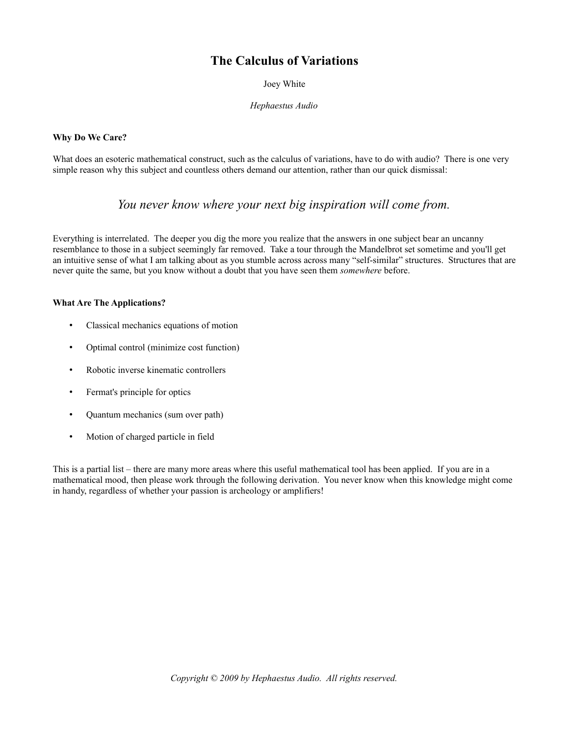# The Calculus of Variations

Joey White

*Hephaestus Audio*

**Why Do We Care?**

What does an esoteric mathematical construct, such as the calculus of variations, have to do with audio? There is one very simple reason why this subject and countless others demand our attention, rather than our quick dismissal:

*You never know where your next big inspiration will come from.*

Everything is interrelated. The deeper you dig the more you realize that the answers in one subject bear an uncanny resemblance to those in a subject seemingly far removed. Take a tour through the Mandelbrot set sometime and you'll get an intuitive sense of what I am talking about as you stumble across across many "self-similar" structures. Structures that are never quite the same, but you know without a doubt that you have seen them *somewhere* before.

**What Are The Applications?**

- Classical mechanics equations of motion
- Optimal control (minimize cost function)
- Robotic inverse kinematic controllers
- Fermat's principle for optics
- Quantum mechanics (sum over path)
- Motion of charged particle in field

This is a partial list – there are many more areas where this useful mathematical tool has been applied. If you are in a mathematical mood, then please work through the following derivation. You never know when this knowledge might come in handy, regardless of whether your passion is archeology or amplifiers!

*Copyright © 2009 by Hephaestus Audio. All rights reserved.*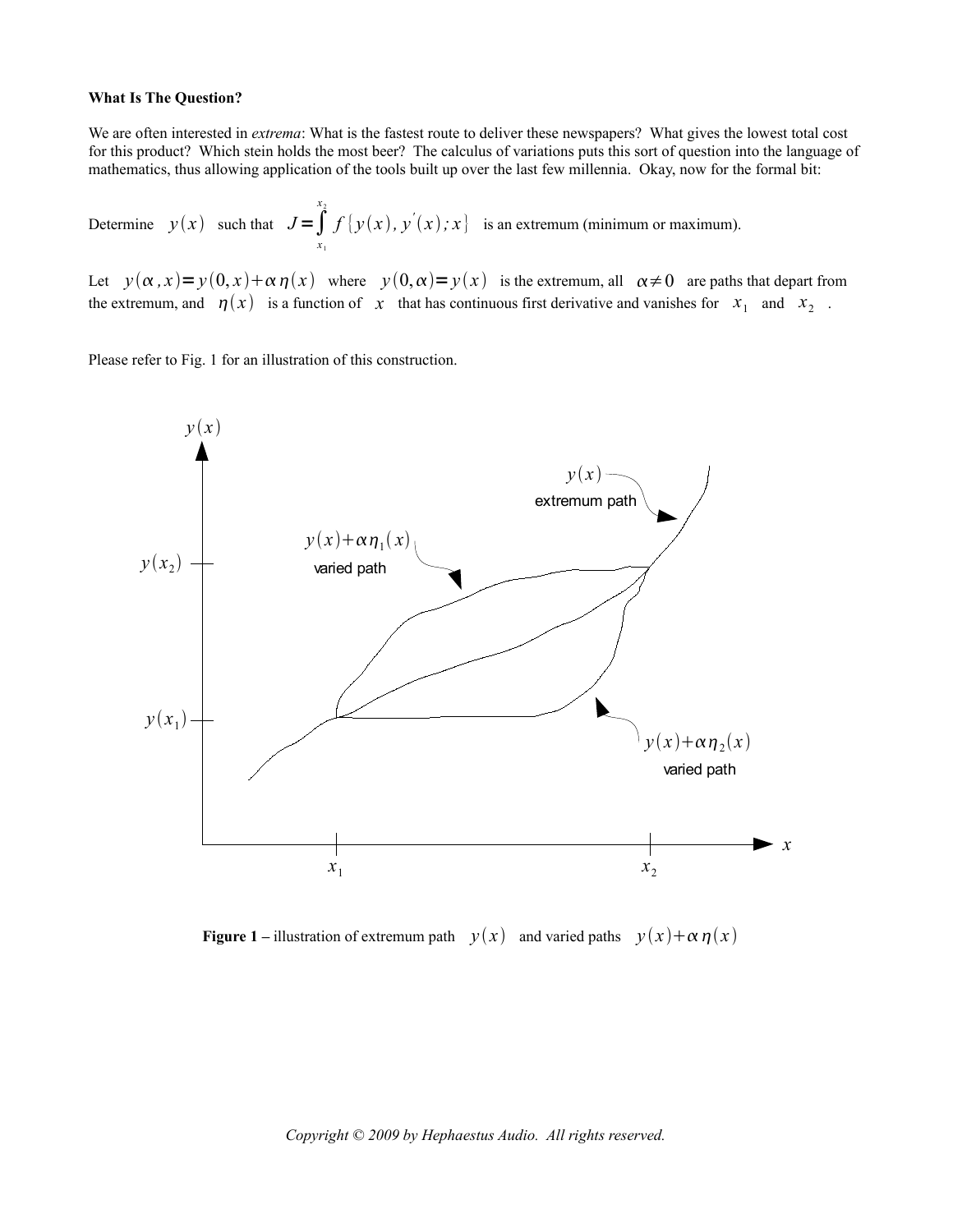**What Is The Question?**

We are often interested in *extrema*: What is the fastest route to deliver these newspapers? What gives the lowest total cost for this product? Which stein holds the most beer? The calculus of variations puts this sort of question into the language of mathematics, thus allowing application of the tools built up over the last few millennia. Okay, now for the formal bit:

Determine $y(x)$ such that $J = \int_{x_1}^{x_2} f\{y(x), y'(x); x\}$ is an extremum (minimum or maximum).

Let $y(\alpha, x) = y(0, x) + \alpha\,\eta(x)$ where $y(0, \alpha) = y(x)$ is the extremum, all $\alpha \neq 0$ are paths that depart from the extremum, and $\eta(x)$ is a function of $x$ that has continuous first derivative and vanishes for $x_1$ and $x_2$.

Please refer to Fig. 1 for an illustration of this construction.

**Figure 1** – illustration of extremum path $y(x)$ and varied paths $y(x) + \alpha\,\eta(x)$

*Copyright © 2009 by Hephaestus Audio. All rights reserved.*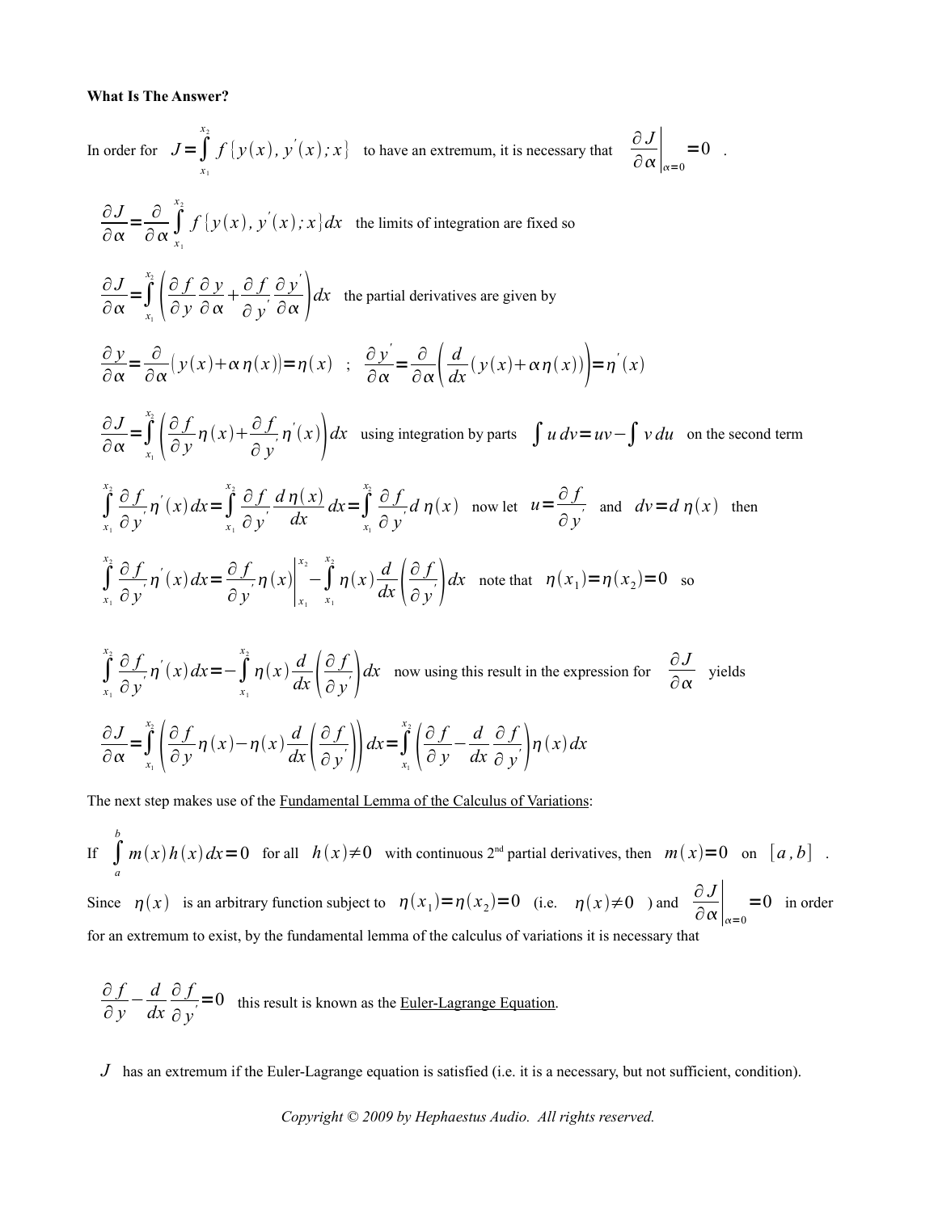**What Is The Answer?**

In order for $J = \int_{x_1}^{x_2} f\{y(x), y'(x); x\}$ to have an extremum, it is necessary that $\left.\frac{\partial J}{\partial \alpha}\right|_{\alpha=0} = 0$ .

$$\frac{\partial J}{\partial \alpha} = \frac{\partial}{\partial \alpha} \int_{x_1}^{x_2} f\{y(x), y'(x); x\} dx$$ the limits of integration are fixed so

$$\frac{\partial J}{\partial \alpha} = \int_{x_1}^{x_2} \left( \frac{\partial f}{\partial y} \frac{\partial y}{\partial \alpha} + \frac{\partial f}{\partial y'} \frac{\partial y'}{\partial \alpha} \right) dx$$ the partial derivatives are given by

$$\frac{\partial y}{\partial \alpha} = \frac{\partial}{\partial \alpha} (y(x) + \alpha \eta(x)) = \eta(x) \quad ; \quad \frac{\partial y'}{\partial \alpha} = \frac{\partial}{\partial \alpha} \left( \frac{d}{dx} (y(x) + \alpha \eta(x)) \right) = \eta'(x)$$

$$\frac{\partial J}{\partial \alpha} = \int_{x_1}^{x_2} \left( \frac{\partial f}{\partial y} \eta(x) + \frac{\partial f}{\partial y'} \eta'(x) \right) dx$$ using integration by parts $\int u \, dv = uv - \int v \, du$ on the second term

$$\int_{x_1}^{x_2} \frac{\partial f}{\partial y'} \eta'(x) dx = \int_{x_1}^{x_2} \frac{\partial f}{\partial y'} \frac{d \eta(x)}{dx} dx = \int_{x_1}^{x_2} \frac{\partial f}{\partial y'} d \eta(x)$$ now let $u = \frac{\partial f}{\partial y'}$ and $dv = d \eta(x)$ then

$$\int_{x_1}^{x_2} \frac{\partial f}{\partial y'} \eta'(x) dx = \left. \frac{\partial f}{\partial y'} \eta(x) \right|_{x_1}^{x_2} - \int_{x_1}^{x_2} \eta(x) \frac{d}{dx} \left( \frac{\partial f}{\partial y'} \right) dx$$ note that $\eta(x_1) = \eta(x_2) = 0$ so

$$\int_{x_1}^{x_2} \frac{\partial f}{\partial y'} \eta'(x) dx = - \int_{x_1}^{x_2} \eta(x) \frac{d}{dx} \left( \frac{\partial f}{\partial y'} \right) dx$$ now using this result in the expression for $\frac{\partial J}{\partial \alpha}$ yields

$$\frac{\partial J}{\partial \alpha} = \int_{x_1}^{x_2} \left( \frac{\partial f}{\partial y} \eta(x) - \eta(x) \frac{d}{dx} \left( \frac{\partial f}{\partial y'} \right) \right) dx = \int_{x_1}^{x_2} \left( \frac{\partial f}{\partial y} - \frac{d}{dx} \frac{\partial f}{\partial y'} \right) \eta(x) dx$$

The next step makes use of the Fundamental Lemma of the Calculus of Variations:

If $\int_a^b m(x) h(x) dx = 0$ for all $h(x) \neq 0$ with continuous 2nd partial derivatives, then $m(x) = 0$ on $[a, b]$ .

Since $\eta(x)$ is an arbitrary function subject to $\eta(x_1) = \eta(x_2) = 0$ (i.e. $\eta(x) \neq 0$ ) and $\left.\frac{\partial J}{\partial \alpha}\right|_{\alpha=0} = 0$ in order for an extremum to exist, by the fundamental lemma of the calculus of variations it is necessary that

$$\frac{\partial f}{\partial y} - \frac{d}{dx} \frac{\partial f}{\partial y'} = 0$$ this result is known as the Euler-Lagrange Equation.

$J$ has an extremum if the Euler-Lagrange equation is satisfied (i.e. it is a necessary, but not sufficient, condition).

*Copyright © 2009 by Hephaestus Audio. All rights reserved.*